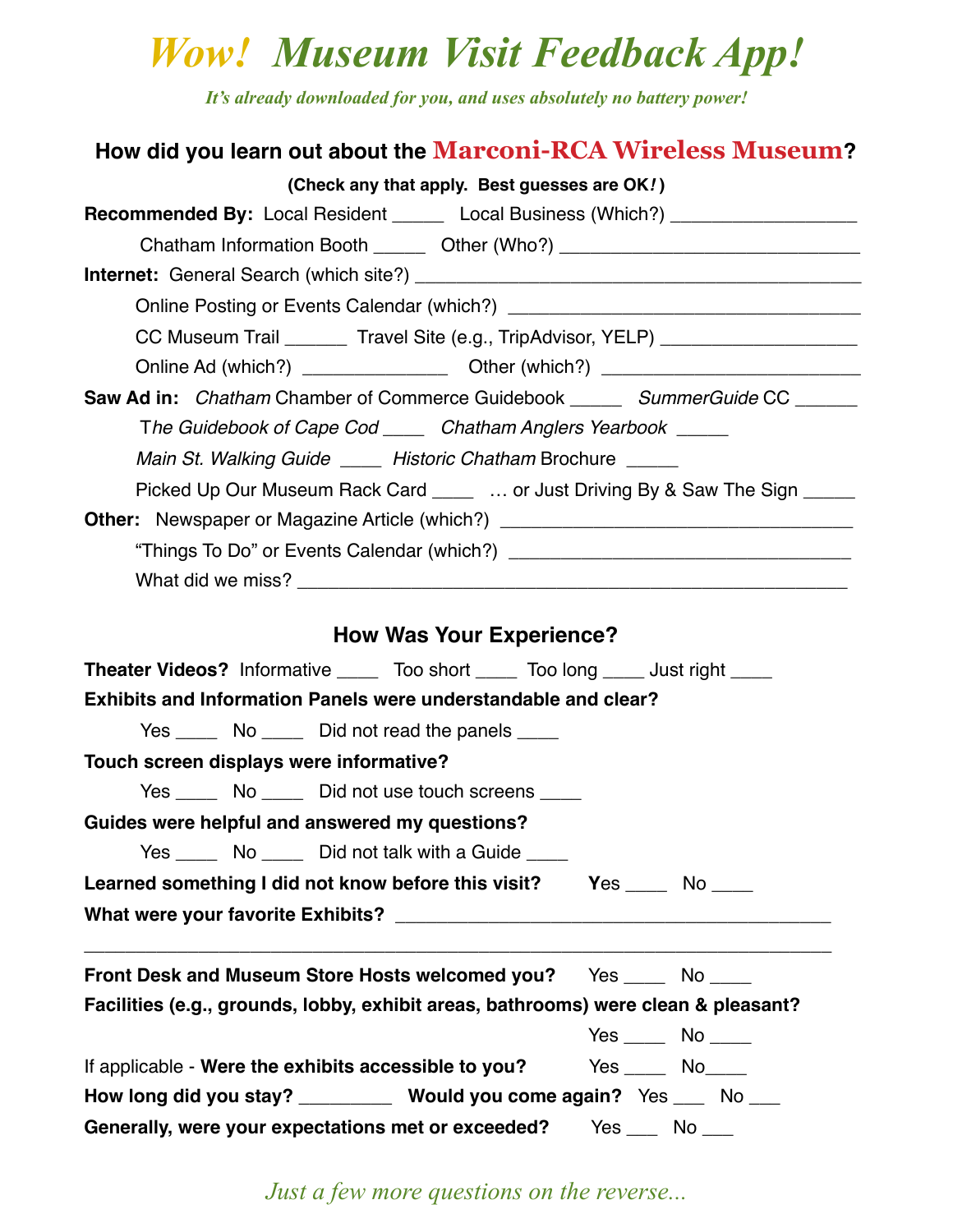# *Wow! Museum Visit Feedback App!*

*It's already downloaded for you, and uses absolutely no battery power!*

## How did you learn out about the Marconi-RCA Wireless Museum?

**(Check any that apply. Best guesses are OK!)**

**Recommended By:** Local Resident _____ Local Business (Which?) __________________

Chatham Information Booth _____ Other (Who?) ______________________________

**Internet:** General Search (which site?) ____________________________________________

Online Posting or Events Calendar (which?) ___________________________________

CC Museum Trail ______ Travel Site (e.g., TripAdvisor, YELP) ___________________

Online Ad (which?) ______________ Other (which?) ________________________

**Saw Ad in:** *Chatham* Chamber of Commerce Guidebook _____ *SummerGuide* CC ______

T*he Guidebook of Cape Cod* ____ *Chatham Anglers Yearbook* _____

*Main St. Walking Guide* ____ *Historic Chatham* Brochure _____

Picked Up Our Museum Rack Card ____ … or Just Driving By & Saw The Sign _____

**Other:** Newspaper or Magazine Article (which?) __________________________________

"Things To Do" or Events Calendar (which?) _________________________________

What did we miss? ______________________________________________________

## How Was Your Experience?

**Theater Videos?** Informative ____ Too short ____ Too long ____ Just right ____

**Exhibits and Information Panels were understandable and clear?**

Yes ____ No ____ Did not read the panels ____

**Touch screen displays were informative?**

Yes ____ No ____ Did not use touch screens ____

**Guides were helpful and answered my questions?**

Yes ____ No ____ Did not talk with a Guide ____

**Learned something I did not know before this visit?** **Y**es ____ No ____

**What were your favorite Exhibits?** ___________________________________________

______________________________________________________________________

**Front Desk and Museum Store Hosts welcomed you?** Yes ____ No ____

**Facilities (e.g., grounds, lobby, exhibit areas, bathrooms) were clean & pleasant?**

Yes ____ No ____

If applicable - **Were the exhibits accessible to you?** Yes ____ No____

**How long did you stay?** _________ **Would you come again?** Yes ___ No ___

**Generally, were your expectations met or exceeded?** Yes ___ No ___

*Just a few more questions on the reverse...*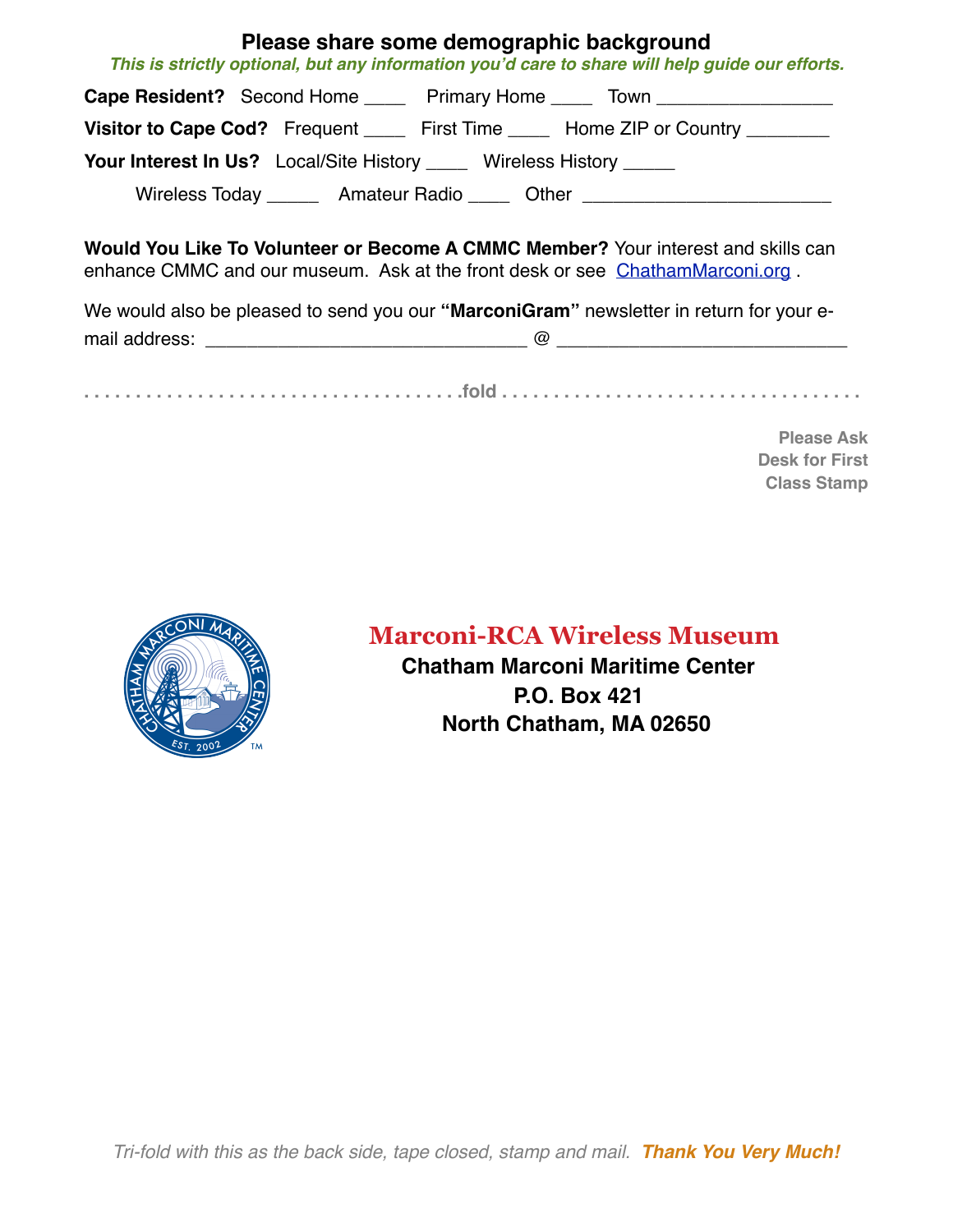## Please share some demographic background

***This is strictly optional, but any information you'd care to share will help guide our efforts.***

**Cape Resident?** Second Home ____ Primary Home ____ Town _________________

**Visitor to Cape Cod?** Frequent ____ First Time ____ Home ZIP or Country ________

**Your Interest In Us?** Local/Site History ____ Wireless History _____

Wireless Today _____ Amateur Radio ____ Other ________________________

**Would You Like To Volunteer or Become A CMMC Member?** Your interest and skills can enhance CMMC and our museum. Ask at the front desk or see ChathamMarconi.org .

We would also be pleased to send you our **"MarconiGram"** newsletter in return for your e-mail address: _______________________________ @ ___________________________

. . . . . . . . . . . . . . . . . . . . . . . . . . . . . . . . . . .fold . . . . . . . . . . . . . . . . . . . . . . . . . . . . . . . . . .

**Please Ask Desk for First Class Stamp**

**Marconi-RCA Wireless Museum**

**Chatham Marconi Maritime Center**
**P.O. Box 421**
**North Chatham, MA 02650**

*Tri-fold with this as the back side, tape closed, stamp and mail.* ***Thank You Very Much!***